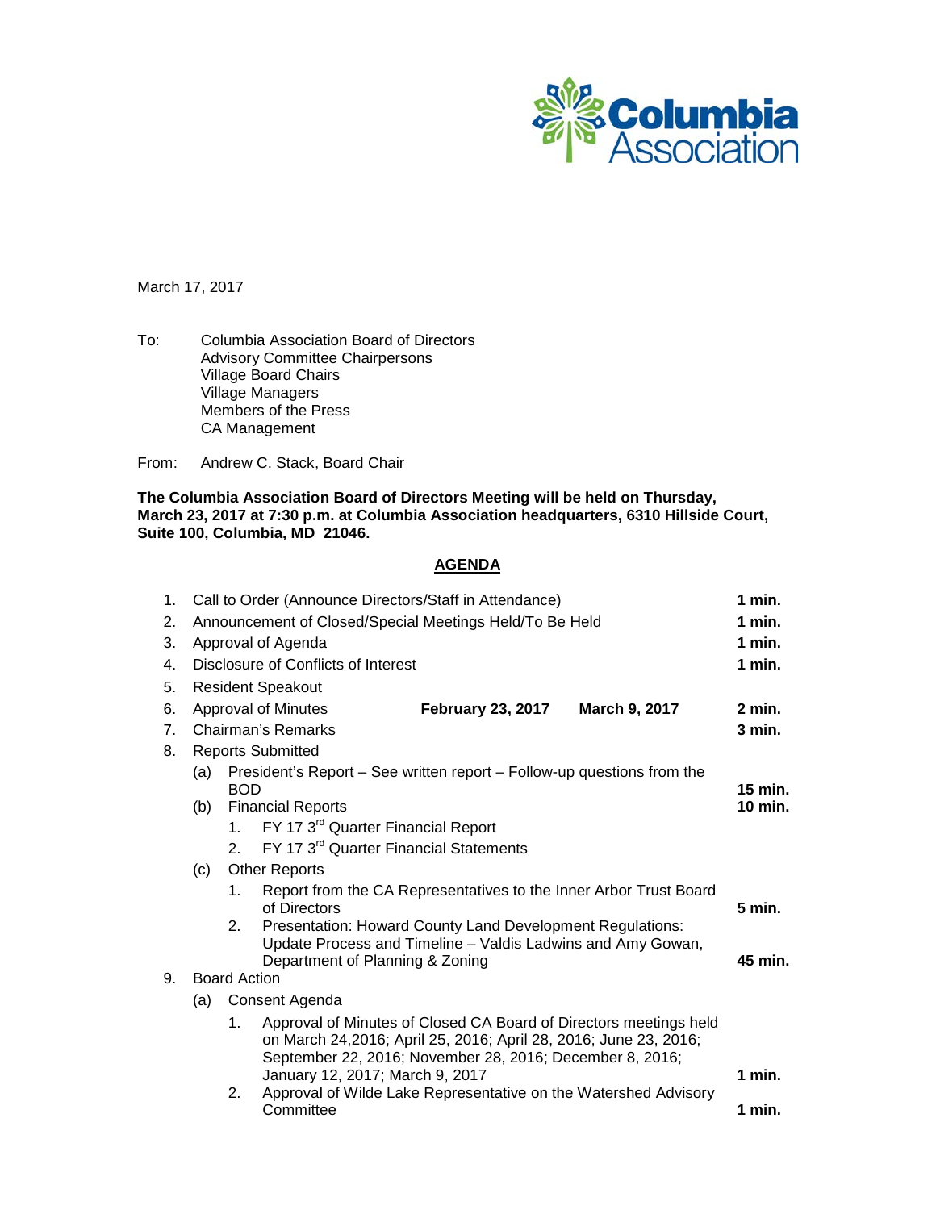Columbia Association

March 17, 2017

To: Columbia Association Board of Directors
Advisory Committee Chairpersons
Village Board Chairs
Village Managers
Members of the Press
CA Management

From: Andrew C. Stack, Board Chair

**The Columbia Association Board of Directors Meeting will be held on Thursday, March 23, 2017 at 7:30 p.m. at Columbia Association headquarters, 6310 Hillside Court, Suite 100, Columbia, MD 21046.**

## AGENDA

1. Call to Order (Announce Directors/Staff in Attendance) **1 min.**
2. Announcement of Closed/Special Meetings Held/To Be Held **1 min.**
3. Approval of Agenda **1 min.**
4. Disclosure of Conflicts of Interest **1 min.**
5. Resident Speakout
6. Approval of Minutes **February 23, 2017** **March 9, 2017** **2 min.**
7. Chairman's Remarks **3 min.**
8. Reports Submitted
   - (a) President's Report – See written report – Follow-up questions from the BOD **15 min.**
   - (b) Financial Reports **10 min.**
     1. FY 17 3rd Quarter Financial Report
     2. FY 17 3rd Quarter Financial Statements
   - (c) Other Reports
     1. Report from the CA Representatives to the Inner Arbor Trust Board of Directors **5 min.**
     2. Presentation: Howard County Land Development Regulations: Update Process and Timeline – Valdis Ladwins and Amy Gowan, Department of Planning & Zoning **45 min.**
9. Board Action
   - (a) Consent Agenda
     1. Approval of Minutes of Closed CA Board of Directors meetings held on March 24,2016; April 25, 2016; April 28, 2016; June 23, 2016; September 22, 2016; November 28, 2016; December 8, 2016; January 12, 2017; March 9, 2017 **1 min.**
     2. Approval of Wilde Lake Representative on the Watershed Advisory Committee **1 min.**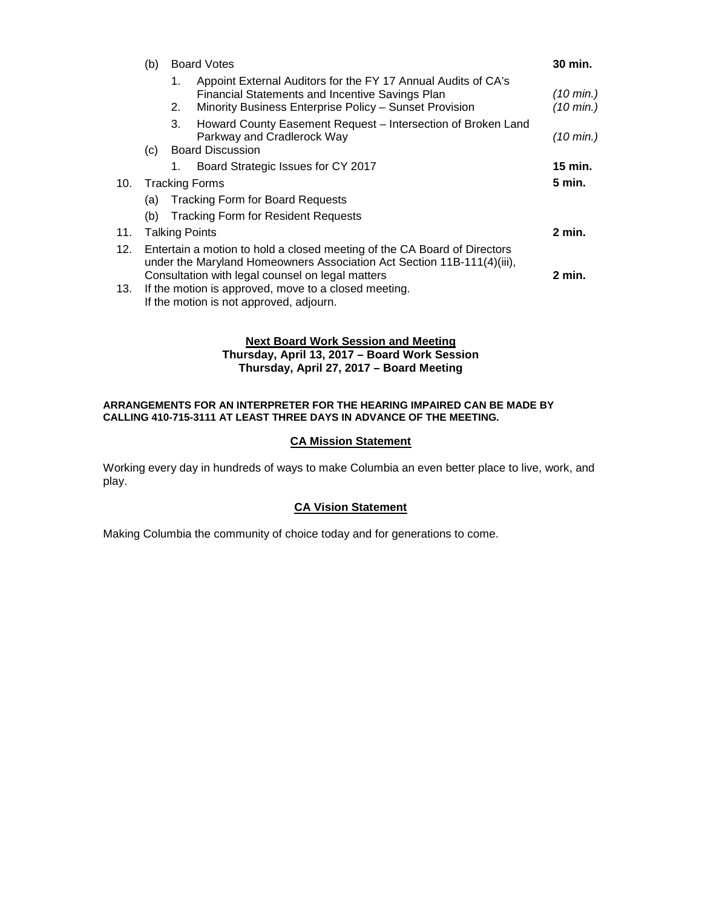(b) Board Votes **30 min.**

1. Appoint External Auditors for the FY 17 Annual Audits of CA's Financial Statements and Incentive Savings Plan *(10 min.)*
2. Minority Business Enterprise Policy – Sunset Provision *(10 min.)*
3. Howard County Easement Request – Intersection of Broken Land Parkway and Cradlerock Way *(10 min.)*

(c) Board Discussion

1. Board Strategic Issues for CY 2017 **15 min.**

10. Tracking Forms **5 min.**
    (a) Tracking Form for Board Requests
    (b) Tracking Form for Resident Requests
11. Talking Points **2 min.**
12. Entertain a motion to hold a closed meeting of the CA Board of Directors under the Maryland Homeowners Association Act Section 11B-111(4)(iii), Consultation with legal counsel on legal matters **2 min.**
13. If the motion is approved, move to a closed meeting.
    If the motion is not approved, adjourn.

**<u>Next Board Work Session and Meeting</u>**
**Thursday, April 13, 2017 – Board Work Session**
**Thursday, April 27, 2017 – Board Meeting**

**ARRANGEMENTS FOR AN INTERPRETER FOR THE HEARING IMPAIRED CAN BE MADE BY CALLING 410-715-3111 AT LEAST THREE DAYS IN ADVANCE OF THE MEETING.**

## CA Mission Statement

Working every day in hundreds of ways to make Columbia an even better place to live, work, and play.

## CA Vision Statement

Making Columbia the community of choice today and for generations to come.